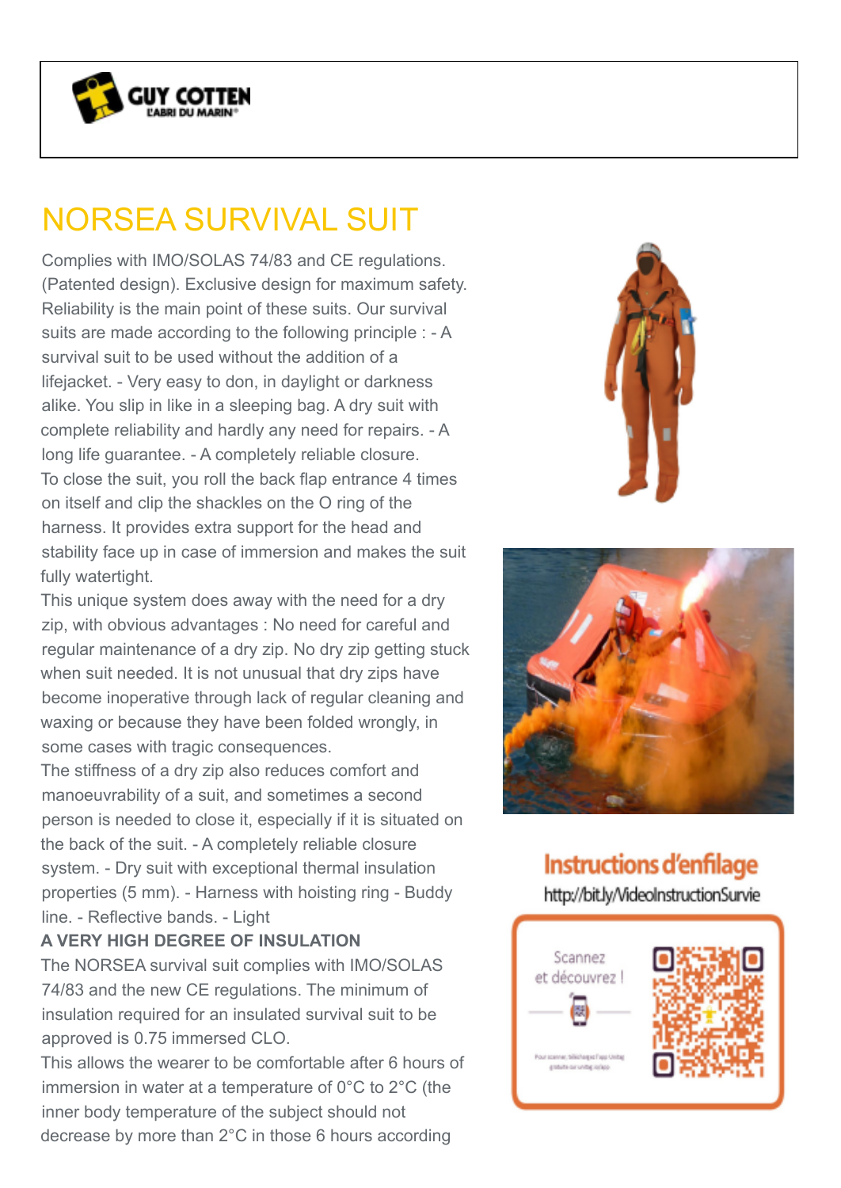# NORSEA SURVIVAL SUIT

Complies with IMO/SOLAS 74/83 and CE regulations. (Patented design). Exclusive design for maximum safety. Reliability is the main point of these suits. Our survival suits are made according to the following principle : - A survival suit to be used without the addition of a lifejacket. - Very easy to don, in daylight or darkness alike. You slip in like in a sleeping bag. A dry suit with complete reliability and hardly any need for repairs. - A long life guarantee. - A completely reliable closure.
To close the suit, you roll the back flap entrance 4 times on itself and clip the shackles on the O ring of the harness. It provides extra support for the head and stability face up in case of immersion and makes the suit fully watertight.
This unique system does away with the need for a dry zip, with obvious advantages : No need for careful and regular maintenance of a dry zip. No dry zip getting stuck when suit needed. It is not unusual that dry zips have become inoperative through lack of regular cleaning and waxing or because they have been folded wrongly, in some cases with tragic consequences.
The stiffness of a dry zip also reduces comfort and manoeuvrability of a suit, and sometimes a second person is needed to close it, especially if it is situated on the back of the suit. - A completely reliable closure system. - Dry suit with exceptional thermal insulation properties (5 mm). - Harness with hoisting ring - Buddy line. - Reflective bands. - Light

**A VERY HIGH DEGREE OF INSULATION**

The NORSEA survival suit complies with IMO/SOLAS 74/83 and the new CE regulations. The minimum of insulation required for an insulated survival suit to be approved is 0.75 immersed CLO.
This allows the wearer to be comfortable after 6 hours of immersion in water at a temperature of 0°C to 2°C (the inner body temperature of the subject should not decrease by more than 2°C in those 6 hours according

**Instructions d'enfilage**

http://bit.ly/VideoInstructionSurvie

Scannez et découvrez !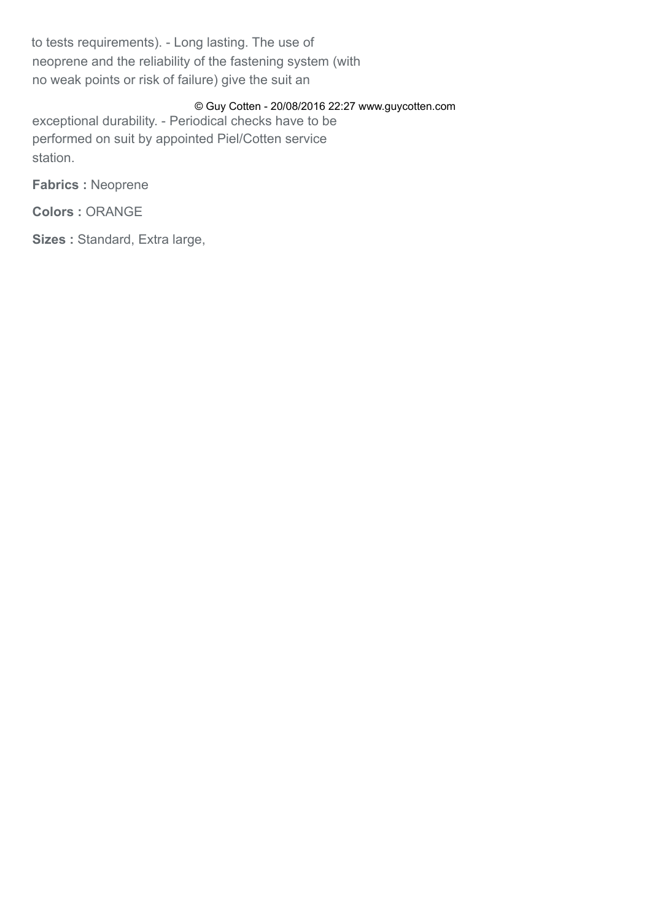to tests requirements). - Long lasting. The use of neoprene and the reliability of the fastening system (with no weak points or risk of failure) give the suit an exceptional durability. - Periodical checks have to be performed on suit by appointed Piel/Cotten service station.

**Fabrics :** Neoprene

**Colors :** ORANGE

**Sizes :** Standard, Extra large,